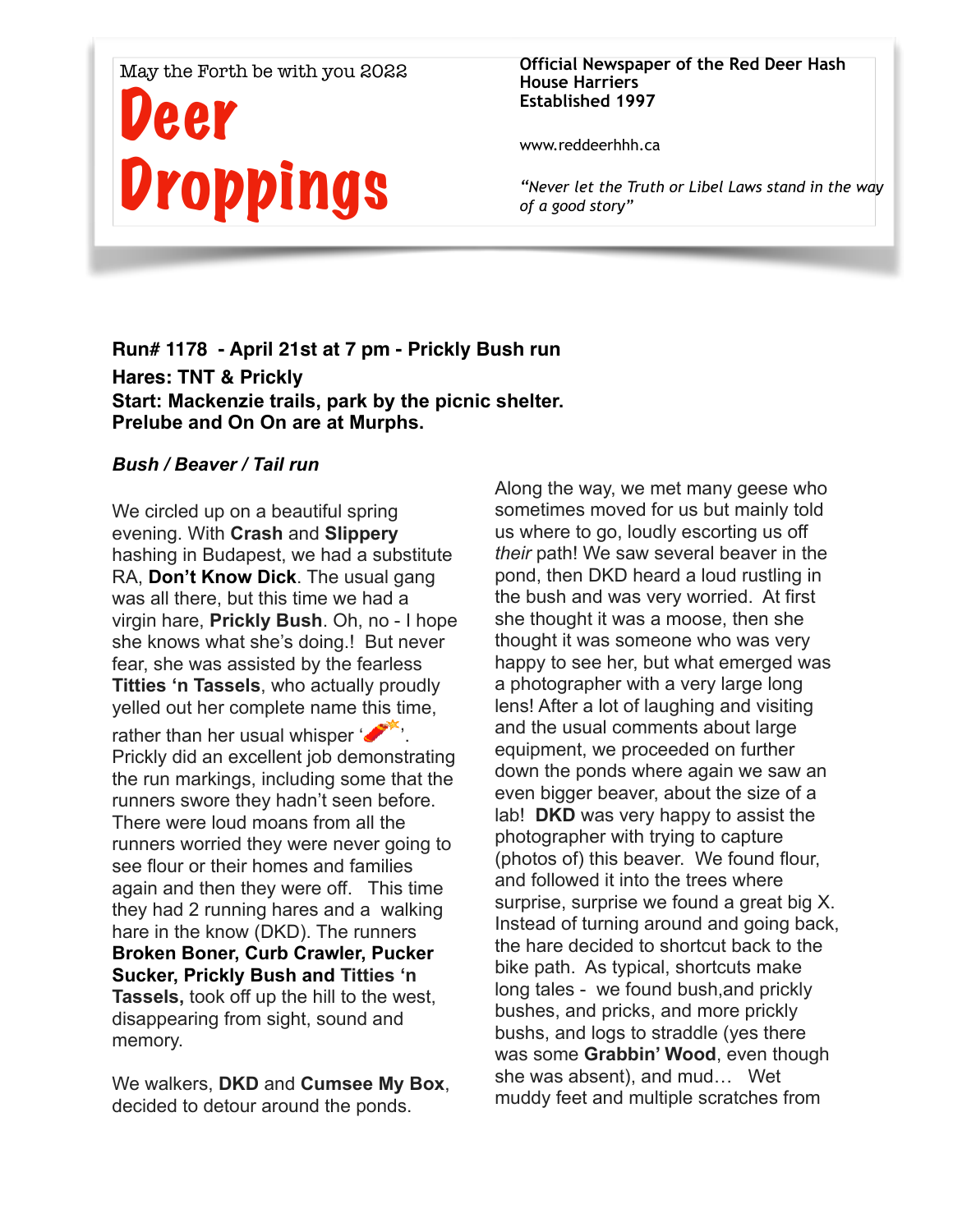May the Forth be with you 2022

# Deer Droppings

**Official Newspaper of the Red Deer Hash House Harriers**
**Established 1997**

www.reddeerhhh.ca

*"Never let the Truth or Libel Laws stand in the way of a good story"*

**Run# 1178 - April 21st at 7 pm - Prickly Bush run**
**Hares: TNT & Prickly**
**Start: Mackenzie trails, park by the picnic shelter.**
**Prelube and On On are at Murphs.**

***Bush / Beaver / Tail run***

We circled up on a beautiful spring evening. With **Crash** and **Slippery** hashing in Budapest, we had a substitute RA, **Don't Know Dick**. The usual gang was all there, but this time we had a virgin hare, **Prickly Bush**. Oh, no - I hope she knows what she's doing.! But never fear, she was assisted by the fearless **Titties 'n Tassels**, who actually proudly yelled out her complete name this time, rather than her usual whisper '🧨'. Prickly did an excellent job demonstrating the run markings, including some that the runners swore they hadn't seen before. There were loud moans from all the runners worried they were never going to see flour or their homes and families again and then they were off. This time they had 2 running hares and a walking hare in the know (DKD). The runners **Broken Boner, Curb Crawler, Pucker Sucker, Prickly Bush and Titties 'n Tassels,** took off up the hill to the west, disappearing from sight, sound and memory.

We walkers, **DKD** and **Cumsee My Box**, decided to detour around the ponds. Along the way, we met many geese who sometimes moved for us but mainly told us where to go, loudly escorting us off *their* path! We saw several beaver in the pond, then DKD heard a loud rustling in the bush and was very worried. At first she thought it was a moose, then she thought it was someone who was very happy to see her, but what emerged was a photographer with a very large long lens! After a lot of laughing and visiting and the usual comments about large equipment, we proceeded on further down the ponds where again we saw an even bigger beaver, about the size of a lab! **DKD** was very happy to assist the photographer with trying to capture (photos of) this beaver. We found flour, and followed it into the trees where surprise, surprise we found a great big X. Instead of turning around and going back, the hare decided to shortcut back to the bike path. As typical, shortcuts make long tales - we found bush,and prickly bushes, and pricks, and more prickly bushs, and logs to straddle (yes there was some **Grabbin' Wood**, even though she was absent), and mud… Wet muddy feet and multiple scratches from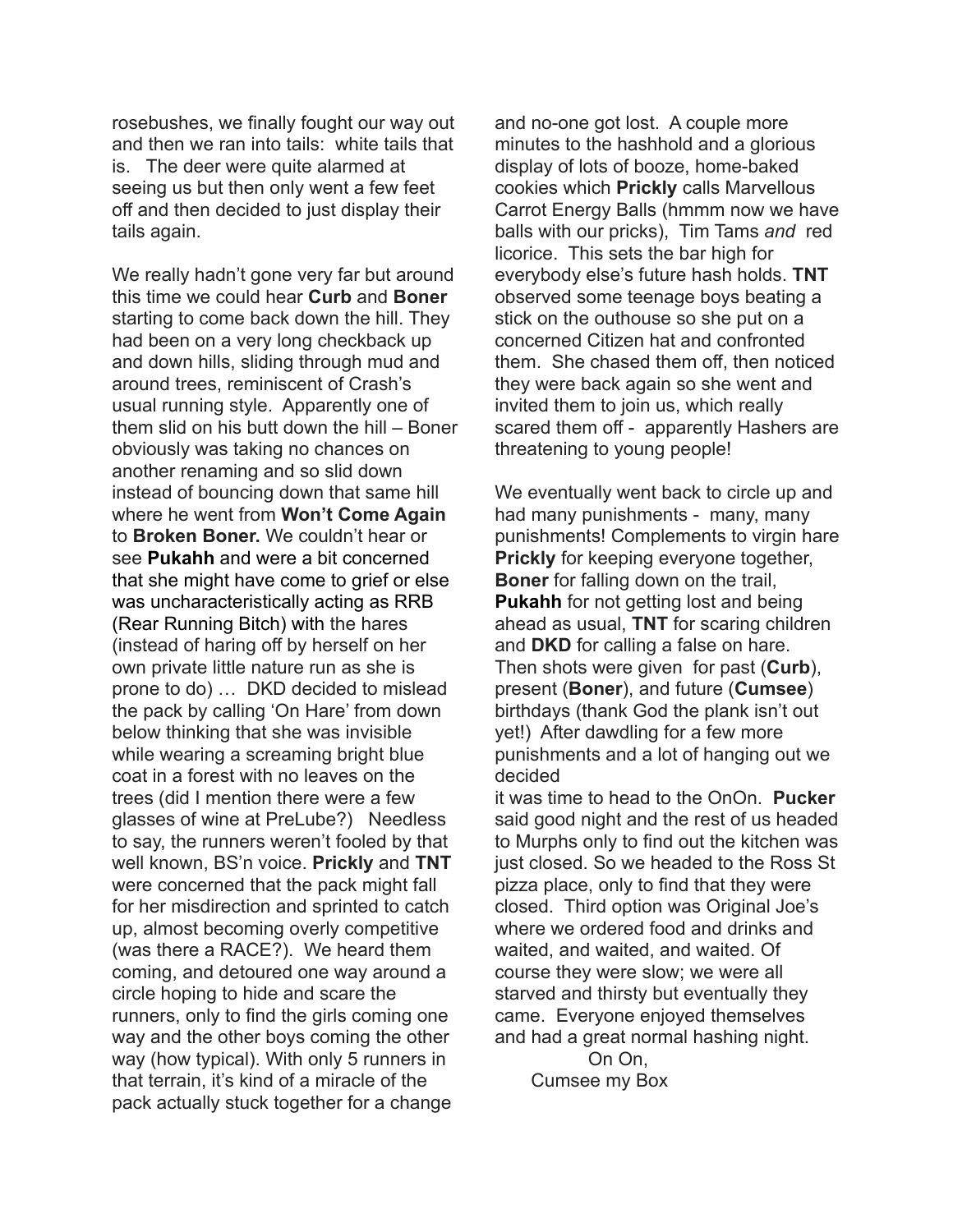rosebushes, we finally fought our way out and then we ran into tails: white tails that is. The deer were quite alarmed at seeing us but then only went a few feet off and then decided to just display their tails again.

We really hadn't gone very far but around this time we could hear **Curb** and **Boner** starting to come back down the hill. They had been on a very long checkback up and down hills, sliding through mud and around trees, reminiscent of Crash's usual running style. Apparently one of them slid on his butt down the hill – Boner obviously was taking no chances on another renaming and so slid down instead of bouncing down that same hill where he went from **Won't Come Again** to **Broken Boner.** We couldn't hear or see **Pukahh** and were a bit concerned that she might have come to grief or else was uncharacteristically acting as RRB (Rear Running Bitch) with the hares (instead of haring off by herself on her own private little nature run as she is prone to do) … DKD decided to mislead the pack by calling 'On Hare' from down below thinking that she was invisible while wearing a screaming bright blue coat in a forest with no leaves on the trees (did I mention there were a few glasses of wine at PreLube?) Needless to say, the runners weren't fooled by that well known, BS'n voice. **Prickly** and **TNT** were concerned that the pack might fall for her misdirection and sprinted to catch up, almost becoming overly competitive (was there a RACE?). We heard them coming, and detoured one way around a circle hoping to hide and scare the runners, only to find the girls coming one way and the other boys coming the other way (how typical). With only 5 runners in that terrain, it's kind of a miracle of the pack actually stuck together for a change and no-one got lost. A couple more minutes to the hashhold and a glorious display of lots of booze, home-baked cookies which **Prickly** calls Marvellous Carrot Energy Balls (hmmm now we have balls with our pricks), Tim Tams *and* red licorice. This sets the bar high for everybody else's future hash holds. **TNT** observed some teenage boys beating a stick on the outhouse so she put on a concerned Citizen hat and confronted them. She chased them off, then noticed they were back again so she went and invited them to join us, which really scared them off - apparently Hashers are threatening to young people!

We eventually went back to circle up and had many punishments - many, many punishments! Complements to virgin hare **Prickly** for keeping everyone together, **Boner** for falling down on the trail, **Pukahh** for not getting lost and being ahead as usual, **TNT** for scaring children and **DKD** for calling a false on hare. Then shots were given for past (**Curb**), present (**Boner**), and future (**Cumsee**) birthdays (thank God the plank isn't out yet!) After dawdling for a few more punishments and a lot of hanging out we decided
it was time to head to the OnOn. **Pucker** said good night and the rest of us headed to Murphs only to find out the kitchen was just closed. So we headed to the Ross St pizza place, only to find that they were closed. Third option was Original Joe's where we ordered food and drinks and waited, and waited, and waited. Of course they were slow; we were all starved and thirsty but eventually they came. Everyone enjoyed themselves and had a great normal hashing night.

On On,
Cumsee my Box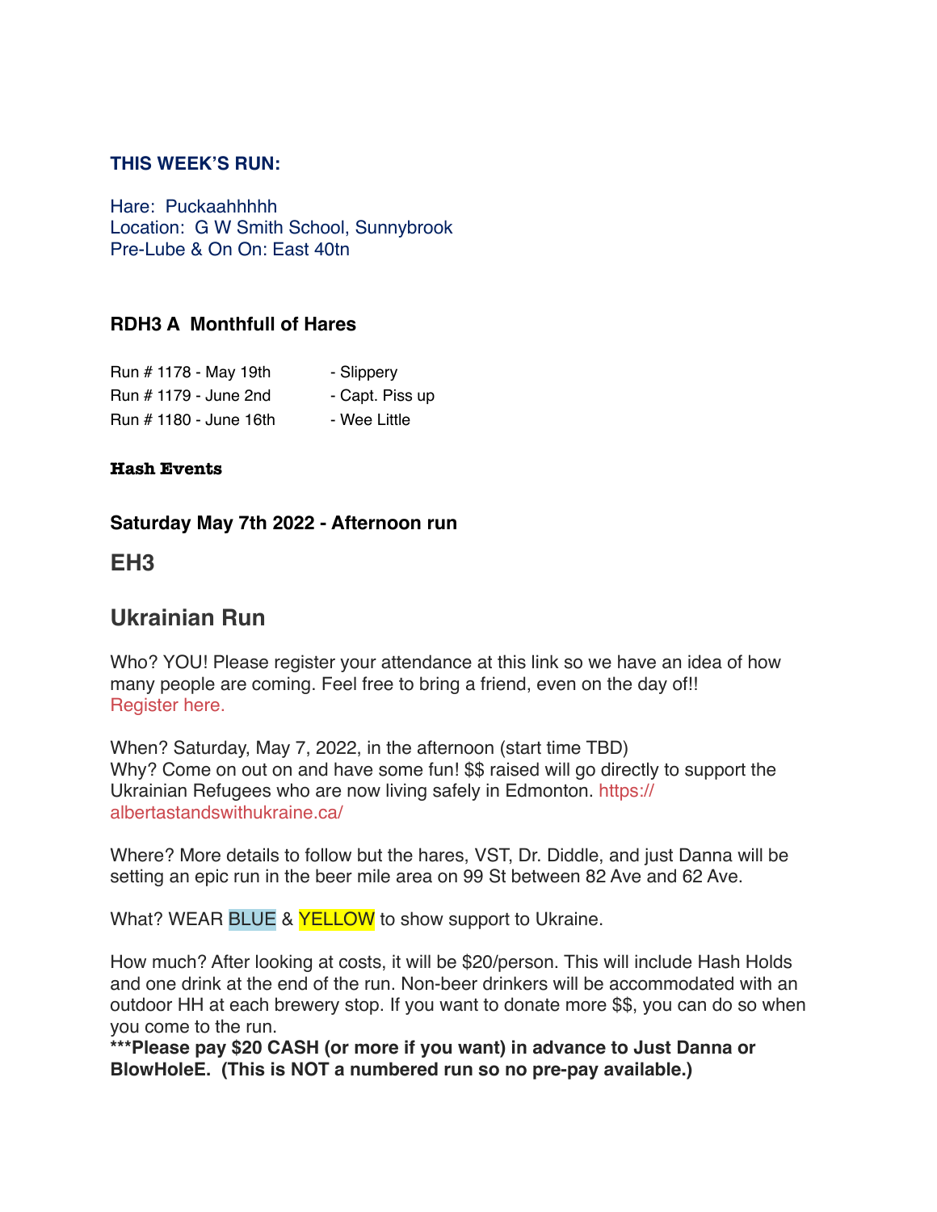**THIS WEEK'S RUN:**

Hare: Puckaahhhhh
Location: G W Smith School, Sunnybrook
Pre-Lube & On On: East 40tn

**RDH3 A Monthfull of Hares**

| | |
|---|---|
| Run # 1178 - May 19th | - Slippery |
| Run # 1179 - June 2nd | - Capt. Piss up |
| Run # 1180 - June 16th | - Wee Little |

**Hash Events**

**Saturday May 7th 2022 - Afternoon run**

## EH3

## Ukrainian Run

Who? YOU! Please register your attendance at this link so we have an idea of how many people are coming. Feel free to bring a friend, even on the day of!!
Register here.

When? Saturday, May 7, 2022, in the afternoon (start time TBD)
Why? Come on out on and have some fun! $$ raised will go directly to support the Ukrainian Refugees who are now living safely in Edmonton. https://albertastandswithukraine.ca/

Where? More details to follow but the hares, VST, Dr. Diddle, and just Danna will be setting an epic run in the beer mile area on 99 St between 82 Ave and 62 Ave.

What? WEAR BLUE & YELLOW to show support to Ukraine.

How much? After looking at costs, it will be $20/person. This will include Hash Holds and one drink at the end of the run. Non-beer drinkers will be accommodated with an outdoor HH at each brewery stop. If you want to donate more $$, you can do so when you come to the run.
**\*\*\*Please pay $20 CASH (or more if you want) in advance to Just Danna or BlowHoleE. (This is NOT a numbered run so no pre-pay available.)**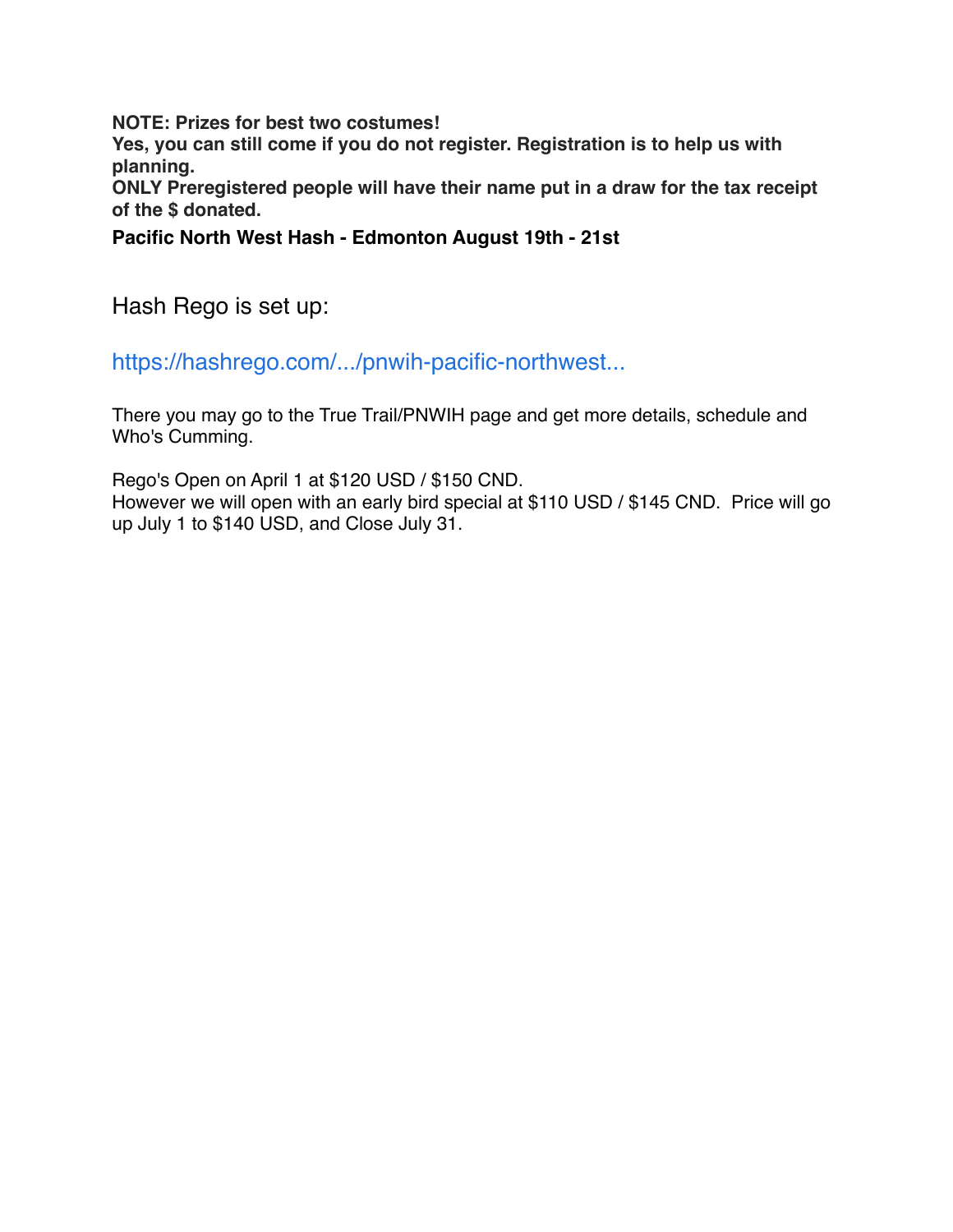**NOTE: Prizes for best two costumes!**
**Yes, you can still come if you do not register. Registration is to help us with planning.**
**ONLY Preregistered people will have their name put in a draw for the tax receipt of the $ donated.**

**Pacific North West Hash - Edmonton August 19th - 21st**

Hash Rego is set up:

https://hashrego.com/.../pnwih-pacific-northwest...

There you may go to the True Trail/PNWIH page and get more details, schedule and Who's Cumming.

Rego's Open on April 1 at $120 USD / $150 CND.
However we will open with an early bird special at $110 USD / $145 CND. Price will go up July 1 to $140 USD, and Close July 31.